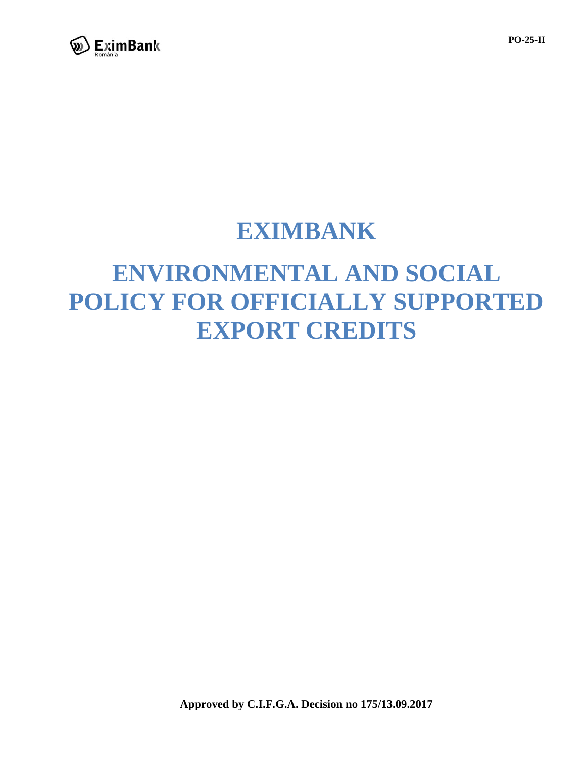PO-25-II

# EXIMBANK

# ENVIRONMENTAL AND SOCIAL POLICY FOR OFFICIALLY SUPPORTED EXPORT CREDITS

**Approved by C.I.F.G.A. Decision no 175/13.09.2017**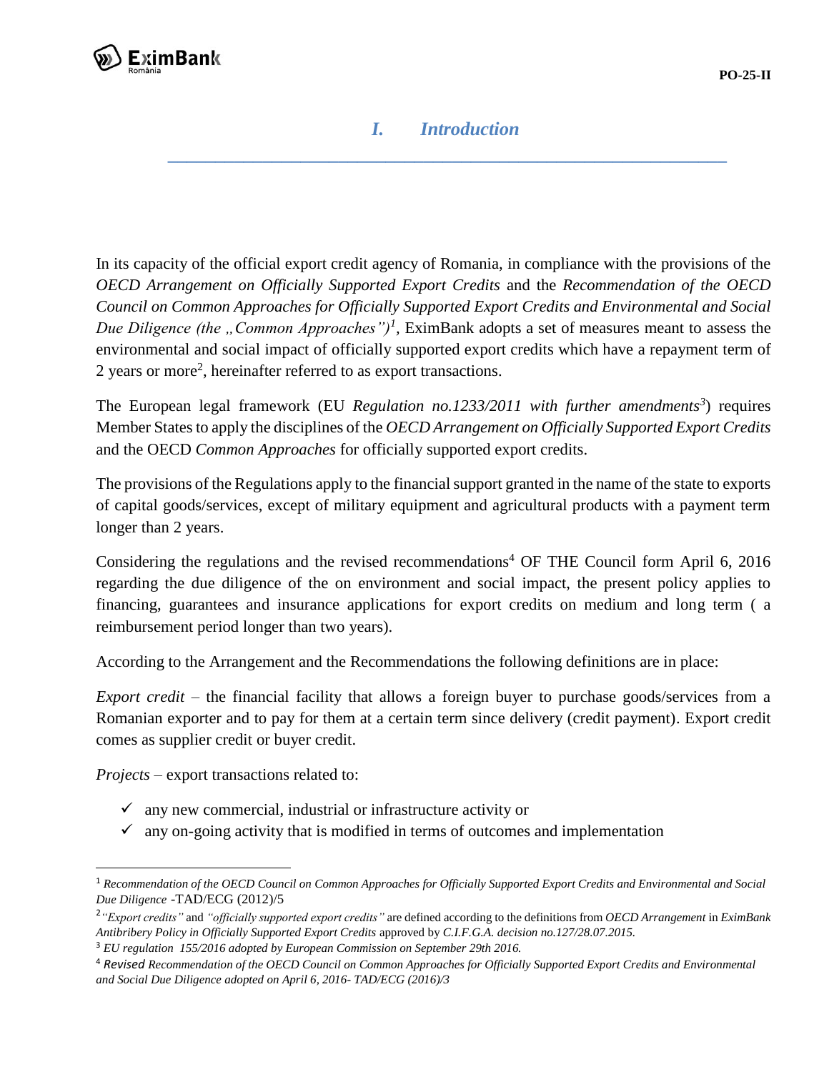# I. Introduction

In its capacity of the official export credit agency of Romania, in compliance with the provisions of the *OECD Arrangement on Officially Supported Export Credits* and the *Recommendation of the OECD Council on Common Approaches for Officially Supported Export Credits and Environmental and Social Due Diligence (the „Common Approaches")*[1], EximBank adopts a set of measures meant to assess the environmental and social impact of officially supported export credits which have a repayment term of 2 years or more[2], hereinafter referred to as export transactions.

The European legal framework (EU *Regulation no.1233/2011 with further amendments*[3]) requires Member States to apply the disciplines of the *OECD Arrangement on Officially Supported Export Credits* and the OECD *Common Approaches* for officially supported export credits.

The provisions of the Regulations apply to the financial support granted in the name of the state to exports of capital goods/services, except of military equipment and agricultural products with a payment term longer than 2 years.

Considering the regulations and the revised recommendations[4] OF THE Council form April 6, 2016 regarding the due diligence of the on environment and social impact, the present policy applies to financing, guarantees and insurance applications for export credits on medium and long term ( a reimbursement period longer than two years).

According to the Arrangement and the Recommendations the following definitions are in place:

*Export credit* – the financial facility that allows a foreign buyer to purchase goods/services from a Romanian exporter and to pay for them at a certain term since delivery (credit payment). Export credit comes as supplier credit or buyer credit.

*Projects* – export transactions related to:

- ✓ any new commercial, industrial or infrastructure activity or
- ✓ any on-going activity that is modified in terms of outcomes and implementation

---

[1] *Recommendation of the OECD Council on Common Approaches for Officially Supported Export Credits and Environmental and Social Due Diligence* -TAD/ECG (2012)/5

[2] *"Export credits"* and *"officially supported export credits"* are defined according to the definitions from *OECD Arrangement* in *EximBank Antibribery Policy in Officially Supported Export Credits* approved by *C.I.F.G.A. decision no.127/28.07.2015.*

[3] *EU regulation 155/2016 adopted by European Commission on September 29th 2016.*

[4] *Revised Recommendation of the OECD Council on Common Approaches for Officially Supported Export Credits and Environmental and Social Due Diligence adopted on April 6, 2016- TAD/ECG (2016)/3*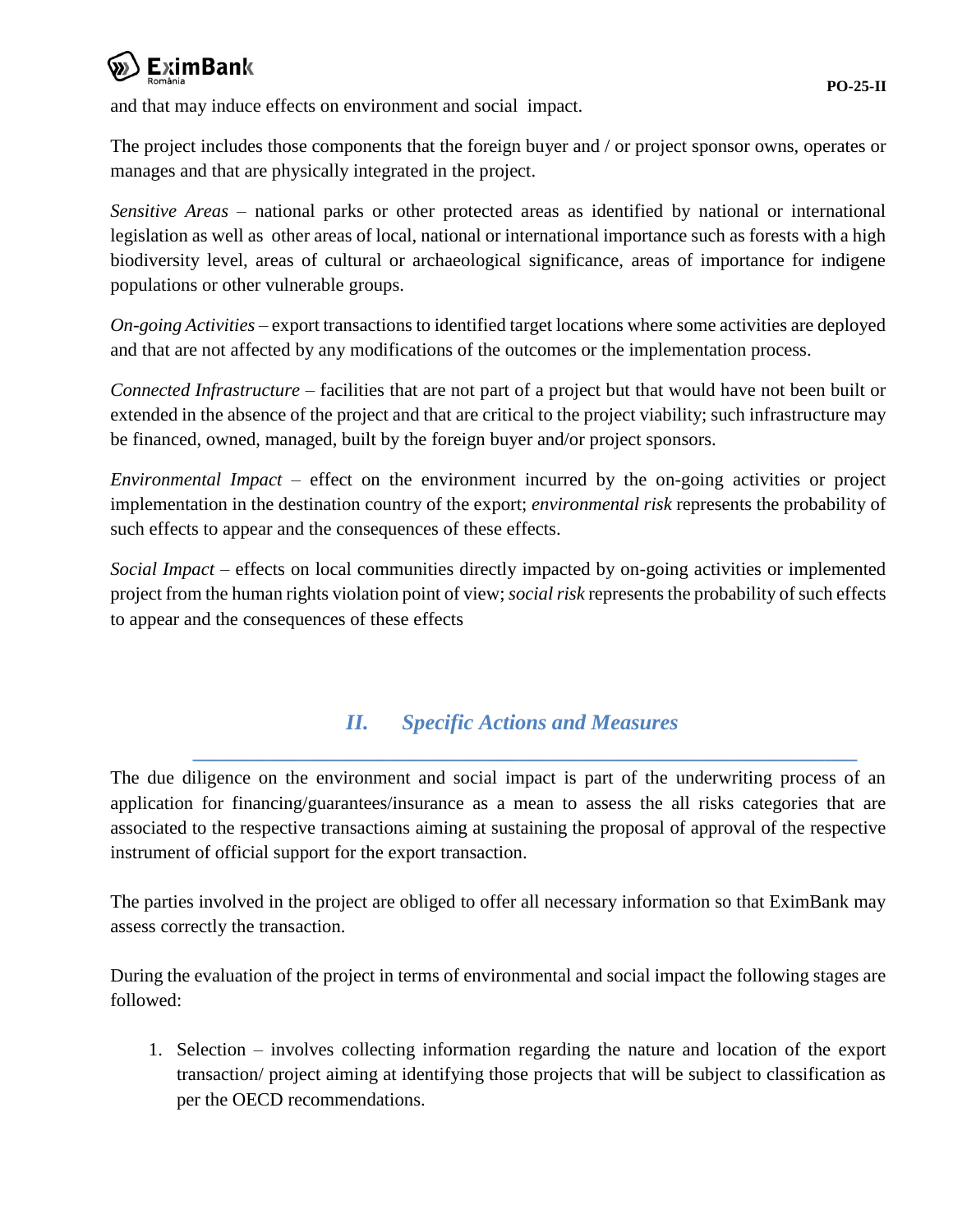and that may induce effects on environment and social impact.

The project includes those components that the foreign buyer and / or project sponsor owns, operates or manages and that are physically integrated in the project.

*Sensitive Areas* – national parks or other protected areas as identified by national or international legislation as well as other areas of local, national or international importance such as forests with a high biodiversity level, areas of cultural or archaeological significance, areas of importance for indigene populations or other vulnerable groups.

*On-going Activities* – export transactions to identified target locations where some activities are deployed and that are not affected by any modifications of the outcomes or the implementation process.

*Connected Infrastructure* – facilities that are not part of a project but that would have not been built or extended in the absence of the project and that are critical to the project viability; such infrastructure may be financed, owned, managed, built by the foreign buyer and/or project sponsors.

*Environmental Impact* – effect on the environment incurred by the on-going activities or project implementation in the destination country of the export; *environmental risk* represents the probability of such effects to appear and the consequences of these effects.

*Social Impact* – effects on local communities directly impacted by on-going activities or implemented project from the human rights violation point of view; *social risk* represents the probability of such effects to appear and the consequences of these effects

## *II. Specific Actions and Measures*

The due diligence on the environment and social impact is part of the underwriting process of an application for financing/guarantees/insurance as a mean to assess the all risks categories that are associated to the respective transactions aiming at sustaining the proposal of approval of the respective instrument of official support for the export transaction.

The parties involved in the project are obliged to offer all necessary information so that EximBank may assess correctly the transaction.

During the evaluation of the project in terms of environmental and social impact the following stages are followed:

1. Selection – involves collecting information regarding the nature and location of the export transaction/ project aiming at identifying those projects that will be subject to classification as per the OECD recommendations.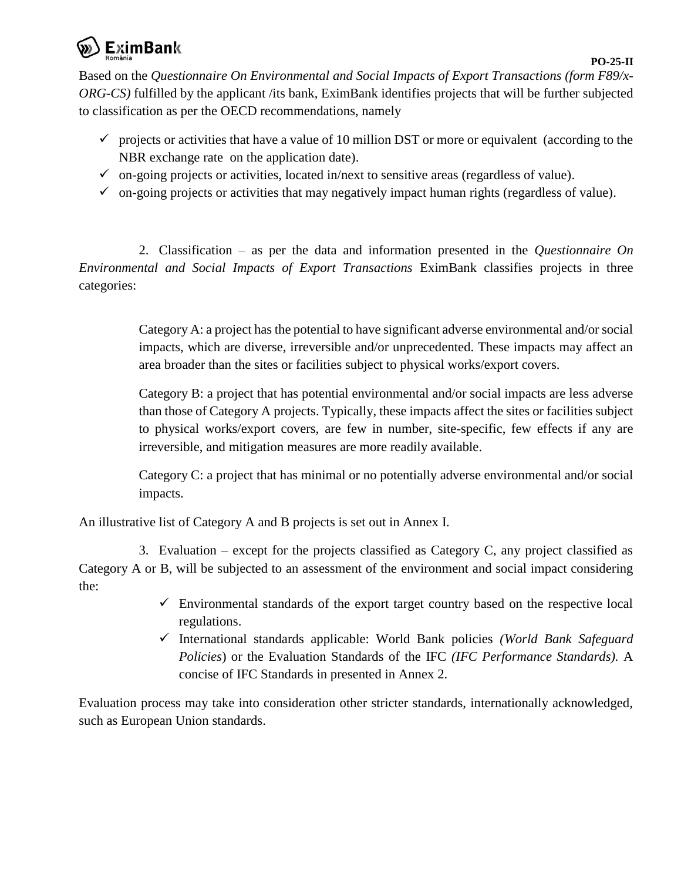Based on the *Questionnaire On Environmental and Social Impacts of Export Transactions (form F89/x-ORG-CS)* fulfilled by the applicant /its bank, EximBank identifies projects that will be further subjected to classification as per the OECD recommendations, namely

- ✓ projects or activities that have a value of 10 million DST or more or equivalent (according to the NBR exchange rate on the application date).
- ✓ on-going projects or activities, located in/next to sensitive areas (regardless of value).
- ✓ on-going projects or activities that may negatively impact human rights (regardless of value).

2. Classification – as per the data and information presented in the *Questionnaire On Environmental and Social Impacts of Export Transactions* EximBank classifies projects in three categories:

> Category A: a project has the potential to have significant adverse environmental and/or social impacts, which are diverse, irreversible and/or unprecedented. These impacts may affect an area broader than the sites or facilities subject to physical works/export covers.
>
> Category B: a project that has potential environmental and/or social impacts are less adverse than those of Category A projects. Typically, these impacts affect the sites or facilities subject to physical works/export covers, are few in number, site-specific, few effects if any are irreversible, and mitigation measures are more readily available.
>
> Category C: a project that has minimal or no potentially adverse environmental and/or social impacts.

An illustrative list of Category A and B projects is set out in Annex I.

3. Evaluation – except for the projects classified as Category C, any project classified as Category A or B, will be subjected to an assessment of the environment and social impact considering the:

- ✓ Environmental standards of the export target country based on the respective local regulations.
- ✓ International standards applicable: World Bank policies *(World Bank Safeguard Policies*) or the Evaluation Standards of the IFC *(IFC Performance Standards).* A concise of IFC Standards in presented in Annex 2.

Evaluation process may take into consideration other stricter standards, internationally acknowledged, such as European Union standards.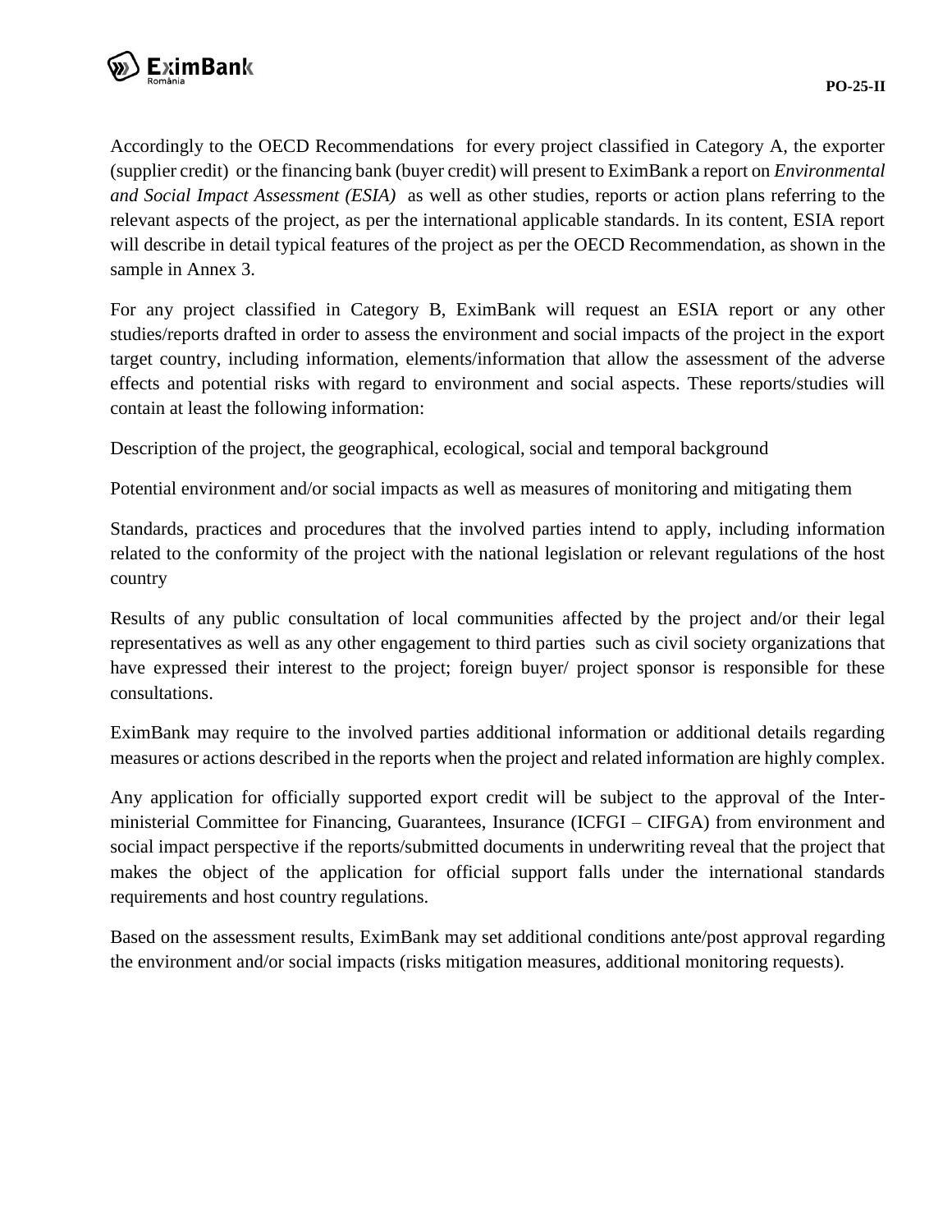Accordingly to the OECD Recommendations for every project classified in Category A, the exporter (supplier credit) or the financing bank (buyer credit) will present to EximBank a report on *Environmental and Social Impact Assessment (ESIA)* as well as other studies, reports or action plans referring to the relevant aspects of the project, as per the international applicable standards. In its content, ESIA report will describe in detail typical features of the project as per the OECD Recommendation, as shown in the sample in Annex 3.

For any project classified in Category B, EximBank will request an ESIA report or any other studies/reports drafted in order to assess the environment and social impacts of the project in the export target country, including information, elements/information that allow the assessment of the adverse effects and potential risks with regard to environment and social aspects. These reports/studies will contain at least the following information:

Description of the project, the geographical, ecological, social and temporal background

Potential environment and/or social impacts as well as measures of monitoring and mitigating them

Standards, practices and procedures that the involved parties intend to apply, including information related to the conformity of the project with the national legislation or relevant regulations of the host country

Results of any public consultation of local communities affected by the project and/or their legal representatives as well as any other engagement to third parties such as civil society organizations that have expressed their interest to the project; foreign buyer/ project sponsor is responsible for these consultations.

EximBank may require to the involved parties additional information or additional details regarding measures or actions described in the reports when the project and related information are highly complex.

Any application for officially supported export credit will be subject to the approval of the Inter-ministerial Committee for Financing, Guarantees, Insurance (ICFGI – CIFGA) from environment and social impact perspective if the reports/submitted documents in underwriting reveal that the project that makes the object of the application for official support falls under the international standards requirements and host country regulations.

Based on the assessment results, EximBank may set additional conditions ante/post approval regarding the environment and/or social impacts (risks mitigation measures, additional monitoring requests).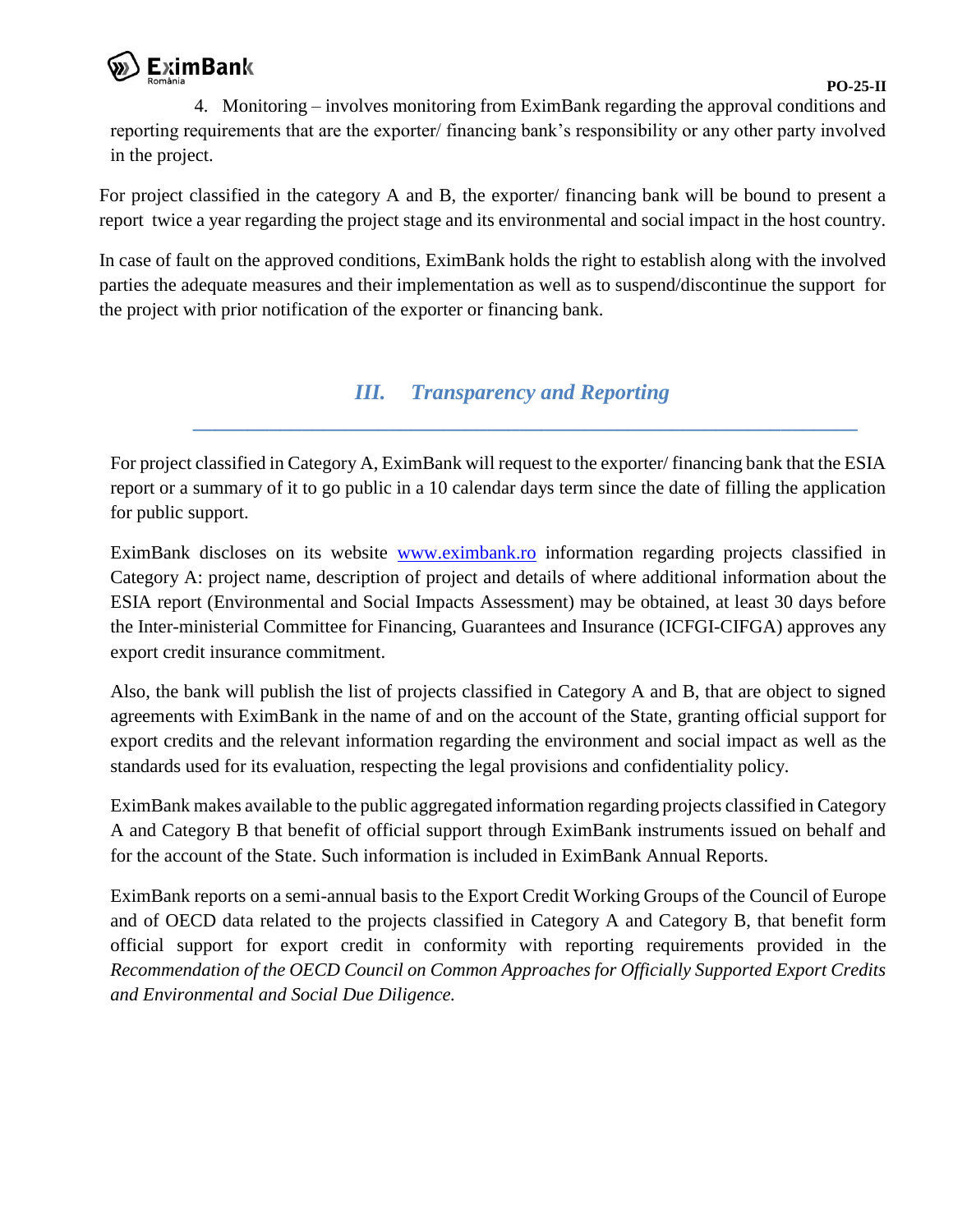4. Monitoring – involves monitoring from EximBank regarding the approval conditions and reporting requirements that are the exporter/ financing bank's responsibility or any other party involved in the project.

For project classified in the category A and B, the exporter/ financing bank will be bound to present a report twice a year regarding the project stage and its environmental and social impact in the host country.

In case of fault on the approved conditions, EximBank holds the right to establish along with the involved parties the adequate measures and their implementation as well as to suspend/discontinue the support for the project with prior notification of the exporter or financing bank.

## *III. Transparency and Reporting*

For project classified in Category A, EximBank will request to the exporter/ financing bank that the ESIA report or a summary of it to go public in a 10 calendar days term since the date of filling the application for public support.

EximBank discloses on its website www.eximbank.ro information regarding projects classified in Category A: project name, description of project and details of where additional information about the ESIA report (Environmental and Social Impacts Assessment) may be obtained, at least 30 days before the Inter-ministerial Committee for Financing, Guarantees and Insurance (ICFGI-CIFGA) approves any export credit insurance commitment.

Also, the bank will publish the list of projects classified in Category A and B, that are object to signed agreements with EximBank in the name of and on the account of the State, granting official support for export credits and the relevant information regarding the environment and social impact as well as the standards used for its evaluation, respecting the legal provisions and confidentiality policy.

EximBank makes available to the public aggregated information regarding projects classified in Category A and Category B that benefit of official support through EximBank instruments issued on behalf and for the account of the State. Such information is included in EximBank Annual Reports.

EximBank reports on a semi-annual basis to the Export Credit Working Groups of the Council of Europe and of OECD data related to the projects classified in Category A and Category B, that benefit form official support for export credit in conformity with reporting requirements provided in the *Recommendation of the OECD Council on Common Approaches for Officially Supported Export Credits and Environmental and Social Due Diligence.*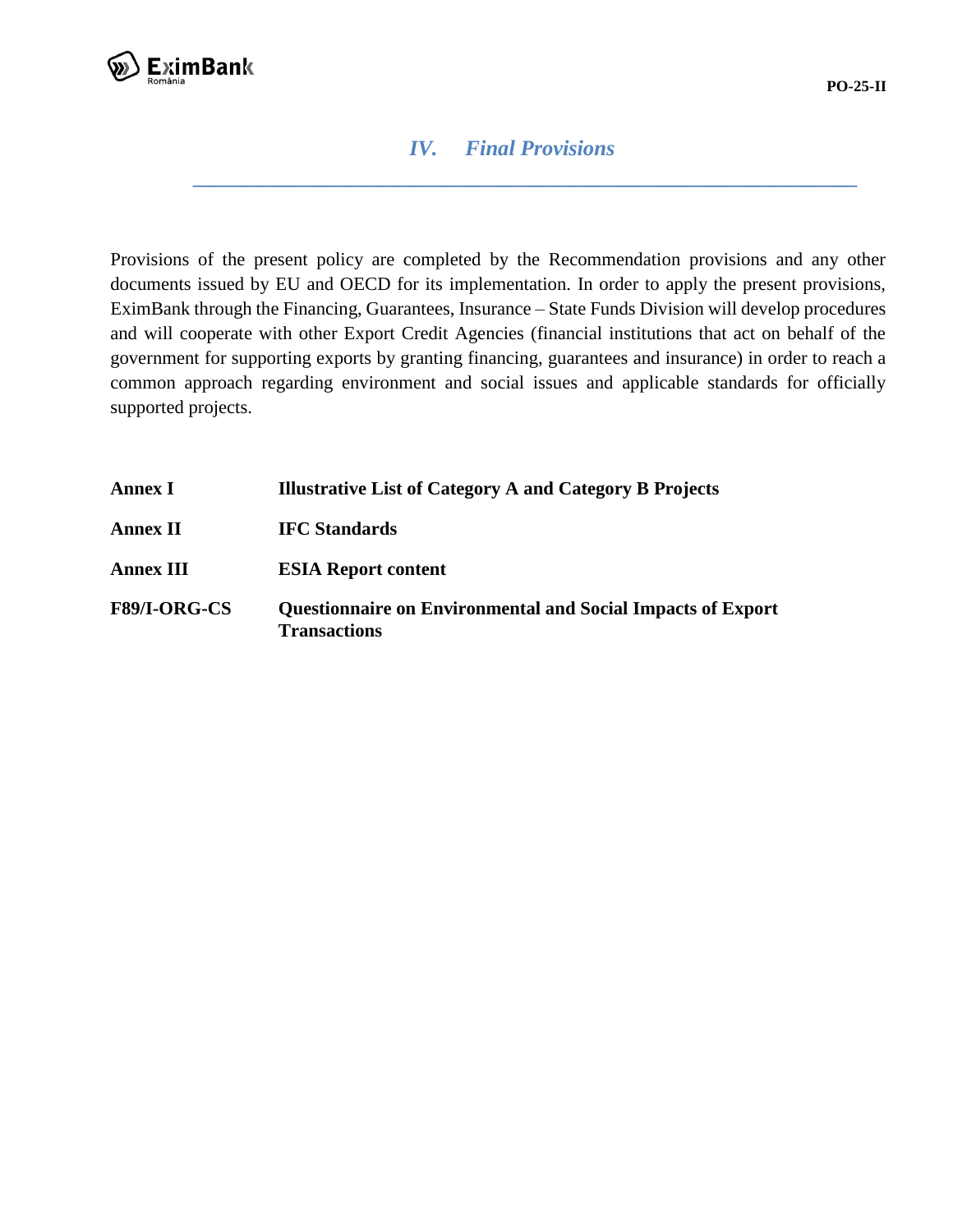## *IV. Final Provisions*

Provisions of the present policy are completed by the Recommendation provisions and any other documents issued by EU and OECD for its implementation. In order to apply the present provisions, EximBank through the Financing, Guarantees, Insurance – State Funds Division will develop procedures and will cooperate with other Export Credit Agencies (financial institutions that act on behalf of the government for supporting exports by granting financing, guarantees and insurance) in order to reach a common approach regarding environment and social issues and applicable standards for officially supported projects.

| | |
|---|---|
| **Annex I** | **Illustrative List of Category A and Category B Projects** |
| **Annex II** | **IFC Standards** |
| **Annex III** | **ESIA Report content** |
| **F89/I-ORG-CS** | **Questionnaire on Environmental and Social Impacts of Export Transactions** |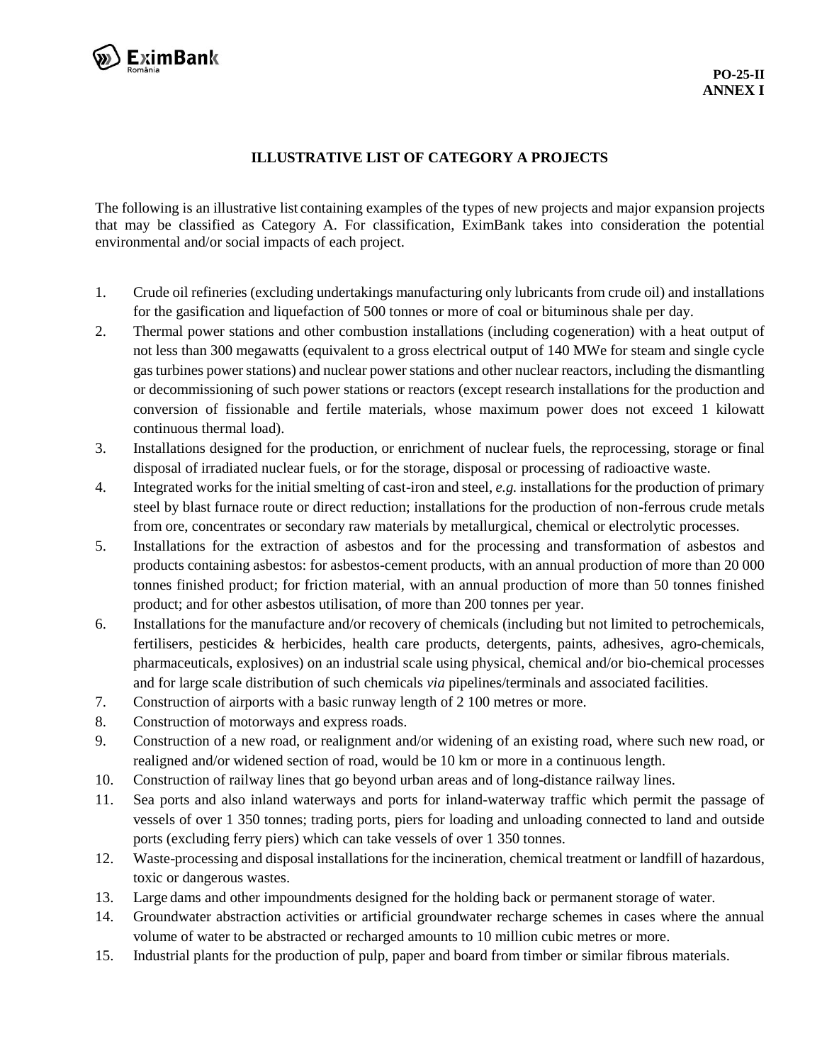**PO-25-II**
**ANNEX I**

## ILLUSTRATIVE LIST OF CATEGORY A PROJECTS

The following is an illustrative list containing examples of the types of new projects and major expansion projects that may be classified as Category A. For classification, EximBank takes into consideration the potential environmental and/or social impacts of each project.

1. Crude oil refineries (excluding undertakings manufacturing only lubricants from crude oil) and installations for the gasification and liquefaction of 500 tonnes or more of coal or bituminous shale per day.
2. Thermal power stations and other combustion installations (including cogeneration) with a heat output of not less than 300 megawatts (equivalent to a gross electrical output of 140 MWe for steam and single cycle gas turbines power stations) and nuclear power stations and other nuclear reactors, including the dismantling or decommissioning of such power stations or reactors (except research installations for the production and conversion of fissionable and fertile materials, whose maximum power does not exceed 1 kilowatt continuous thermal load).
3. Installations designed for the production, or enrichment of nuclear fuels, the reprocessing, storage or final disposal of irradiated nuclear fuels, or for the storage, disposal or processing of radioactive waste.
4. Integrated works for the initial smelting of cast-iron and steel, *e.g.* installations for the production of primary steel by blast furnace route or direct reduction; installations for the production of non-ferrous crude metals from ore, concentrates or secondary raw materials by metallurgical, chemical or electrolytic processes.
5. Installations for the extraction of asbestos and for the processing and transformation of asbestos and products containing asbestos: for asbestos-cement products, with an annual production of more than 20 000 tonnes finished product; for friction material, with an annual production of more than 50 tonnes finished product; and for other asbestos utilisation, of more than 200 tonnes per year.
6. Installations for the manufacture and/or recovery of chemicals (including but not limited to petrochemicals, fertilisers, pesticides & herbicides, health care products, detergents, paints, adhesives, agro-chemicals, pharmaceuticals, explosives) on an industrial scale using physical, chemical and/or bio-chemical processes and for large scale distribution of such chemicals *via* pipelines/terminals and associated facilities.
7. Construction of airports with a basic runway length of 2 100 metres or more.
8. Construction of motorways and express roads.
9. Construction of a new road, or realignment and/or widening of an existing road, where such new road, or realigned and/or widened section of road, would be 10 km or more in a continuous length.
10. Construction of railway lines that go beyond urban areas and of long-distance railway lines.
11. Sea ports and also inland waterways and ports for inland-waterway traffic which permit the passage of vessels of over 1 350 tonnes; trading ports, piers for loading and unloading connected to land and outside ports (excluding ferry piers) which can take vessels of over 1 350 tonnes.
12. Waste-processing and disposal installations for the incineration, chemical treatment or landfill of hazardous, toxic or dangerous wastes.
13. Large dams and other impoundments designed for the holding back or permanent storage of water.
14. Groundwater abstraction activities or artificial groundwater recharge schemes in cases where the annual volume of water to be abstracted or recharged amounts to 10 million cubic metres or more.
15. Industrial plants for the production of pulp, paper and board from timber or similar fibrous materials.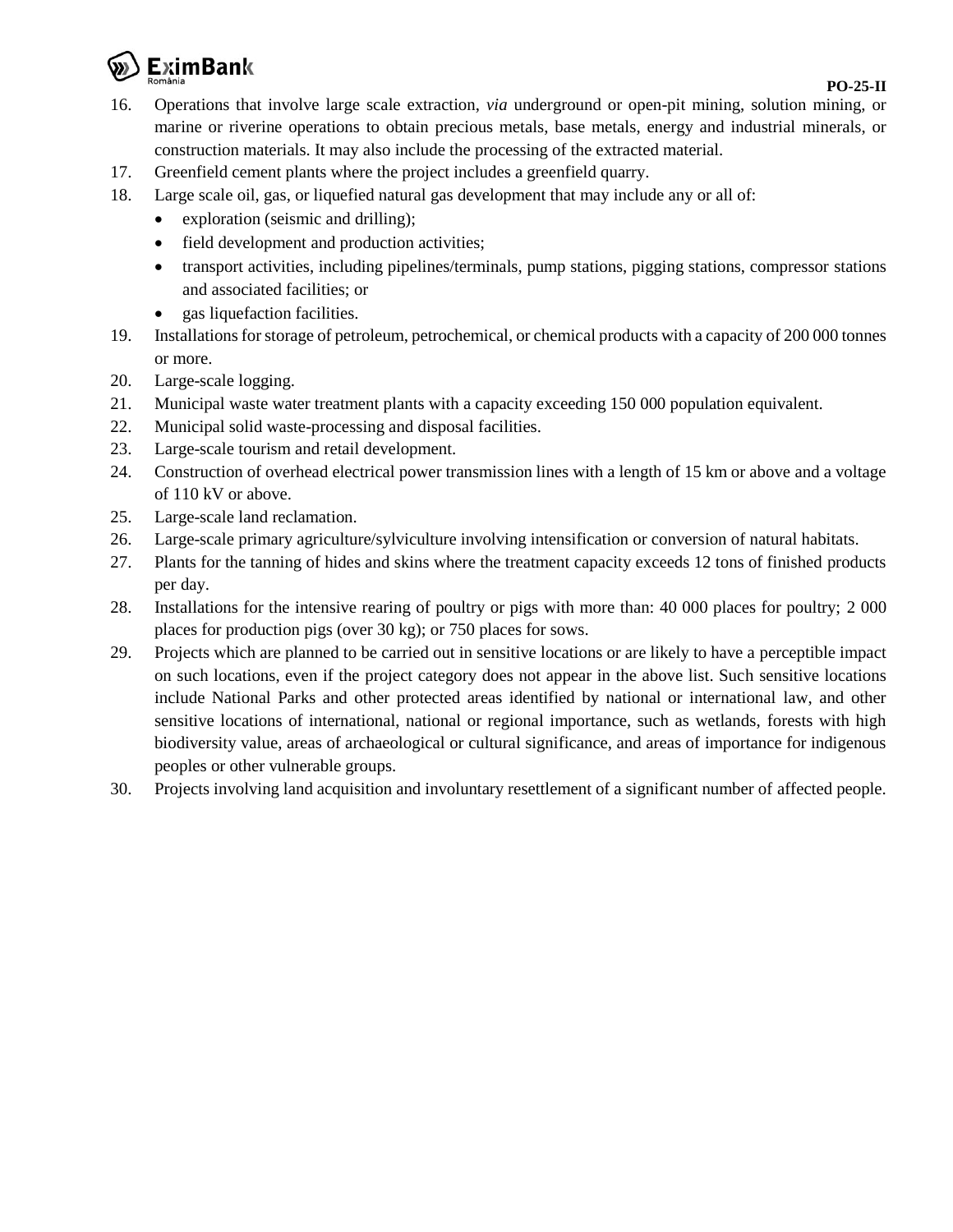16. Operations that involve large scale extraction, *via* underground or open-pit mining, solution mining, or marine or riverine operations to obtain precious metals, base metals, energy and industrial minerals, or construction materials. It may also include the processing of the extracted material.
17. Greenfield cement plants where the project includes a greenfield quarry.
18. Large scale oil, gas, or liquefied natural gas development that may include any or all of:
    - exploration (seismic and drilling);
    - field development and production activities;
    - transport activities, including pipelines/terminals, pump stations, pigging stations, compressor stations and associated facilities; or
    - gas liquefaction facilities.
19. Installations for storage of petroleum, petrochemical, or chemical products with a capacity of 200 000 tonnes or more.
20. Large-scale logging.
21. Municipal waste water treatment plants with a capacity exceeding 150 000 population equivalent.
22. Municipal solid waste-processing and disposal facilities.
23. Large-scale tourism and retail development.
24. Construction of overhead electrical power transmission lines with a length of 15 km or above and a voltage of 110 kV or above.
25. Large-scale land reclamation.
26. Large-scale primary agriculture/sylviculture involving intensification or conversion of natural habitats.
27. Plants for the tanning of hides and skins where the treatment capacity exceeds 12 tons of finished products per day.
28. Installations for the intensive rearing of poultry or pigs with more than: 40 000 places for poultry; 2 000 places for production pigs (over 30 kg); or 750 places for sows.
29. Projects which are planned to be carried out in sensitive locations or are likely to have a perceptible impact on such locations, even if the project category does not appear in the above list. Such sensitive locations include National Parks and other protected areas identified by national or international law, and other sensitive locations of international, national or regional importance, such as wetlands, forests with high biodiversity value, areas of archaeological or cultural significance, and areas of importance for indigenous peoples or other vulnerable groups.
30. Projects involving land acquisition and involuntary resettlement of a significant number of affected people.